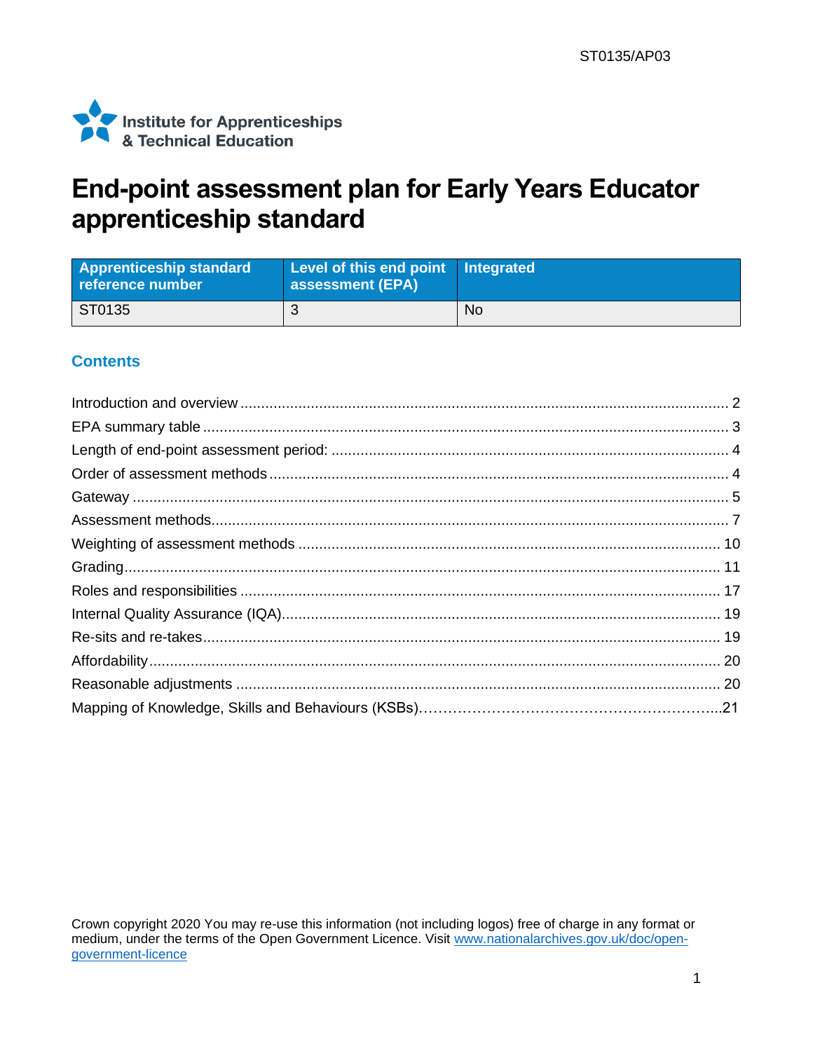ST0135/AP03

Institute for Apprenticeships & Technical Education

# End-point assessment plan for Early Years Educator apprenticeship standard

| Apprenticeship standard reference number | Level of this end point assessment (EPA) | Integrated |
|---|---|---|
| ST0135 | 3 | No |

## Contents

Introduction and overview ..... 2
EPA summary table ..... 3
Length of end-point assessment period: ..... 4
Order of assessment methods ..... 4
Gateway ..... 5
Assessment methods ..... 7
Weighting of assessment methods ..... 10
Grading ..... 11
Roles and responsibilities ..... 17
Internal Quality Assurance (IQA) ..... 19
Re-sits and re-takes ..... 19
Affordability ..... 20
Reasonable adjustments ..... 20
Mapping of Knowledge, Skills and Behaviours (KSBs) ..... 21

Crown copyright 2020 You may re-use this information (not including logos) free of charge in any format or medium, under the terms of the Open Government Licence. Visit www.nationalarchives.gov.uk/doc/open-government-licence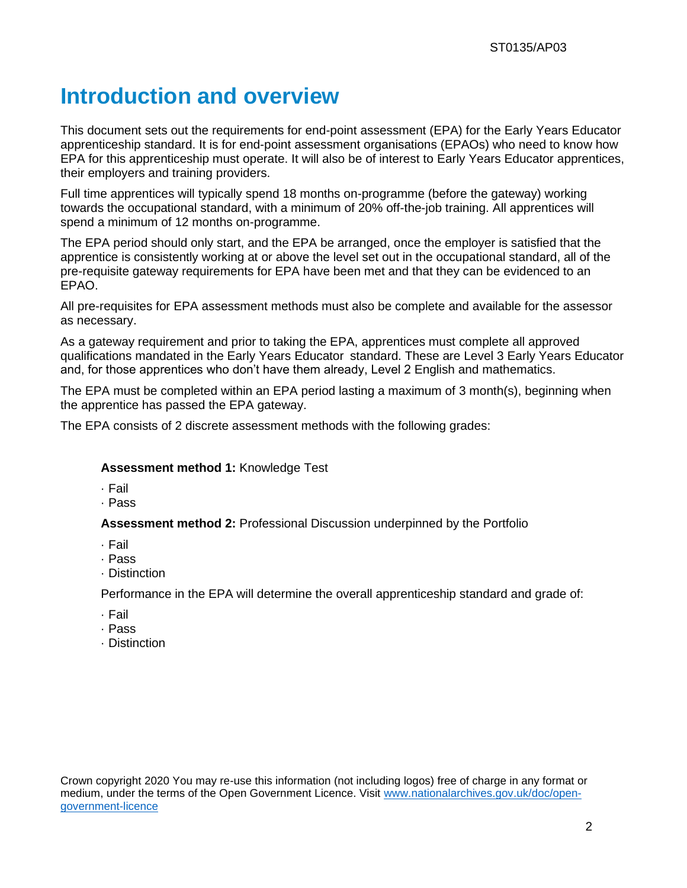# Introduction and overview

This document sets out the requirements for end-point assessment (EPA) for the Early Years Educator apprenticeship standard. It is for end-point assessment organisations (EPAOs) who need to know how EPA for this apprenticeship must operate. It will also be of interest to Early Years Educator apprentices, their employers and training providers.

Full time apprentices will typically spend 18 months on-programme (before the gateway) working towards the occupational standard, with a minimum of 20% off-the-job training. All apprentices will spend a minimum of 12 months on-programme.

The EPA period should only start, and the EPA be arranged, once the employer is satisfied that the apprentice is consistently working at or above the level set out in the occupational standard, all of the pre-requisite gateway requirements for EPA have been met and that they can be evidenced to an EPAO.

All pre-requisites for EPA assessment methods must also be complete and available for the assessor as necessary.

As a gateway requirement and prior to taking the EPA, apprentices must complete all approved qualifications mandated in the Early Years Educator standard. These are Level 3 Early Years Educator and, for those apprentices who don't have them already, Level 2 English and mathematics.

The EPA must be completed within an EPA period lasting a maximum of 3 month(s), beginning when the apprentice has passed the EPA gateway.

The EPA consists of 2 discrete assessment methods with the following grades:

**Assessment method 1:** Knowledge Test

- Fail
- Pass

**Assessment method 2:** Professional Discussion underpinned by the Portfolio

- Fail
- Pass
- Distinction

Performance in the EPA will determine the overall apprenticeship standard and grade of:

- Fail
- Pass
- Distinction

Crown copyright 2020 You may re-use this information (not including logos) free of charge in any format or medium, under the terms of the Open Government Licence. Visit [www.nationalarchives.gov.uk/doc/open-government-licence](www.nationalarchives.gov.uk/doc/open-government-licence)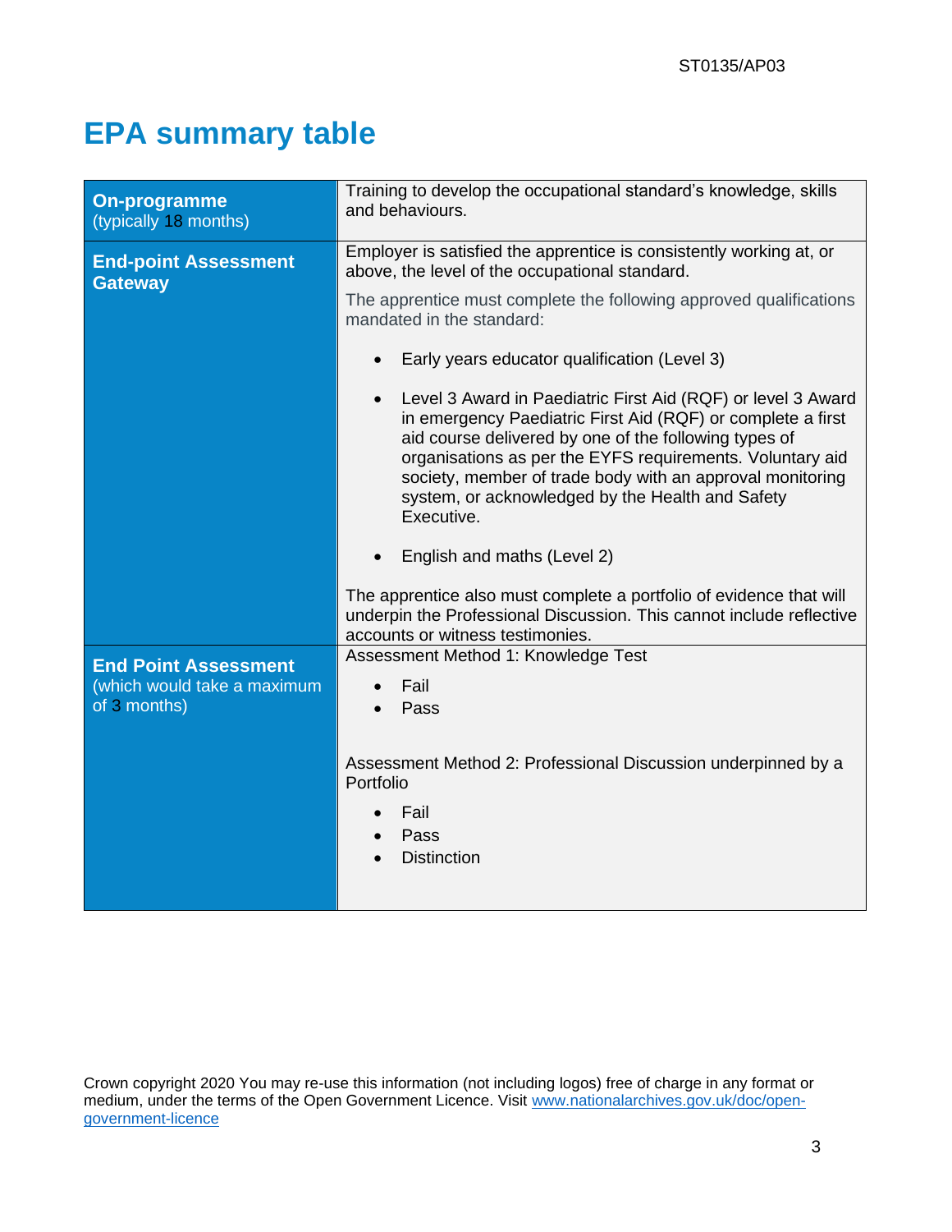# EPA summary table

| | |
|---|---|
| **On-programme** (typically 18 months) | Training to develop the occupational standard's knowledge, skills and behaviours. |
| **End-point Assessment Gateway** | Employer is satisfied the apprentice is consistently working at, or above, the level of the occupational standard.<br><br>The apprentice must complete the following approved qualifications mandated in the standard:<br><br>• Early years educator qualification (Level 3)<br><br>• Level 3 Award in Paediatric First Aid (RQF) or level 3 Award in emergency Paediatric First Aid (RQF) or complete a first aid course delivered by one of the following types of organisations as per the EYFS requirements. Voluntary aid society, member of trade body with an approval monitoring system, or acknowledged by the Health and Safety Executive.<br><br>• English and maths (Level 2)<br><br>The apprentice also must complete a portfolio of evidence that will underpin the Professional Discussion. This cannot include reflective accounts or witness testimonies. |
| **End Point Assessment** (which would take a maximum of 3 months) | Assessment Method 1: Knowledge Test<br><br>• Fail<br>• Pass<br><br>Assessment Method 2: Professional Discussion underpinned by a Portfolio<br><br>• Fail<br>• Pass<br>• Distinction |

Crown copyright 2020 You may re-use this information (not including logos) free of charge in any format or medium, under the terms of the Open Government Licence. Visit www.nationalarchives.gov.uk/doc/open-government-licence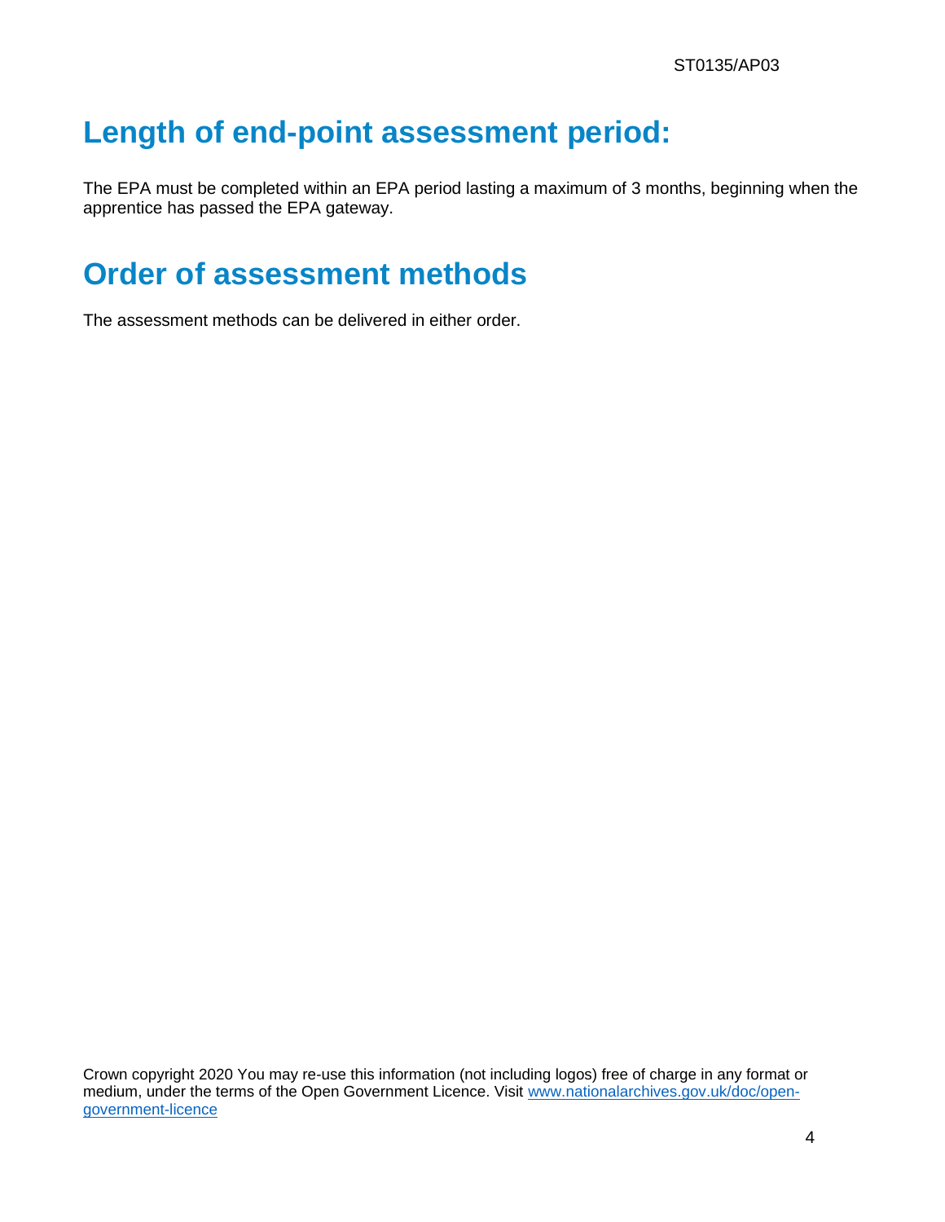## Length of end-point assessment period:

The EPA must be completed within an EPA period lasting a maximum of 3 months, beginning when the apprentice has passed the EPA gateway.

## Order of assessment methods

The assessment methods can be delivered in either order.

Crown copyright 2020 You may re-use this information (not including logos) free of charge in any format or medium, under the terms of the Open Government Licence. Visit [www.nationalarchives.gov.uk/doc/open-government-licence](www.nationalarchives.gov.uk/doc/open-government-licence)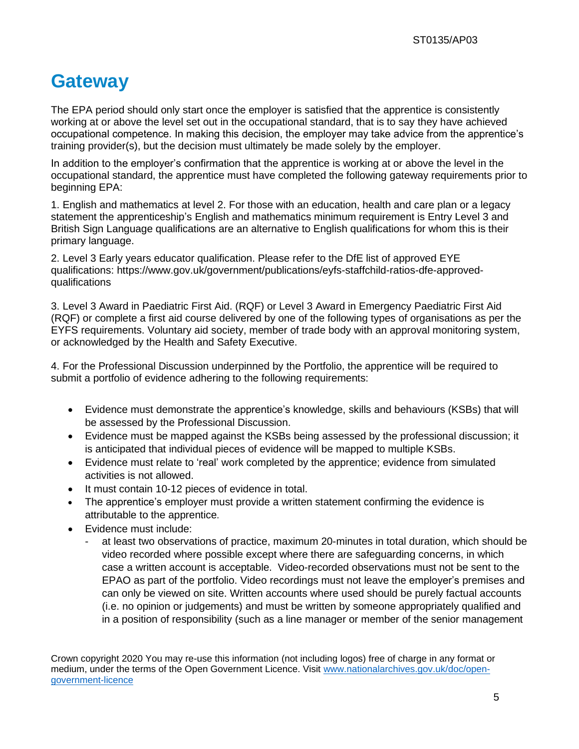# Gateway

The EPA period should only start once the employer is satisfied that the apprentice is consistently working at or above the level set out in the occupational standard, that is to say they have achieved occupational competence. In making this decision, the employer may take advice from the apprentice's training provider(s), but the decision must ultimately be made solely by the employer.

In addition to the employer's confirmation that the apprentice is working at or above the level in the occupational standard, the apprentice must have completed the following gateway requirements prior to beginning EPA:

1. English and mathematics at level 2. For those with an education, health and care plan or a legacy statement the apprenticeship's English and mathematics minimum requirement is Entry Level 3 and British Sign Language qualifications are an alternative to English qualifications for whom this is their primary language.

2. Level 3 Early years educator qualification. Please refer to the DfE list of approved EYE qualifications: https://www.gov.uk/government/publications/eyfs-staffchild-ratios-dfe-approved-qualifications

3. Level 3 Award in Paediatric First Aid. (RQF) or Level 3 Award in Emergency Paediatric First Aid (RQF) or complete a first aid course delivered by one of the following types of organisations as per the EYFS requirements. Voluntary aid society, member of trade body with an approval monitoring system, or acknowledged by the Health and Safety Executive.

4. For the Professional Discussion underpinned by the Portfolio, the apprentice will be required to submit a portfolio of evidence adhering to the following requirements:

- Evidence must demonstrate the apprentice's knowledge, skills and behaviours (KSBs) that will be assessed by the Professional Discussion.
- Evidence must be mapped against the KSBs being assessed by the professional discussion; it is anticipated that individual pieces of evidence will be mapped to multiple KSBs.
- Evidence must relate to 'real' work completed by the apprentice; evidence from simulated activities is not allowed.
- It must contain 10-12 pieces of evidence in total.
- The apprentice's employer must provide a written statement confirming the evidence is attributable to the apprentice.
- Evidence must include:
  - at least two observations of practice, maximum 20-minutes in total duration, which should be video recorded where possible except where there are safeguarding concerns, in which case a written account is acceptable. Video-recorded observations must not be sent to the EPAO as part of the portfolio. Video recordings must not leave the employer's premises and can only be viewed on site. Written accounts where used should be purely factual accounts (i.e. no opinion or judgements) and must be written by someone appropriately qualified and in a position of responsibility (such as a line manager or member of the senior management

Crown copyright 2020 You may re-use this information (not including logos) free of charge in any format or medium, under the terms of the Open Government Licence. Visit [www.nationalarchives.gov.uk/doc/open-government-licence](www.nationalarchives.gov.uk/doc/open-government-licence)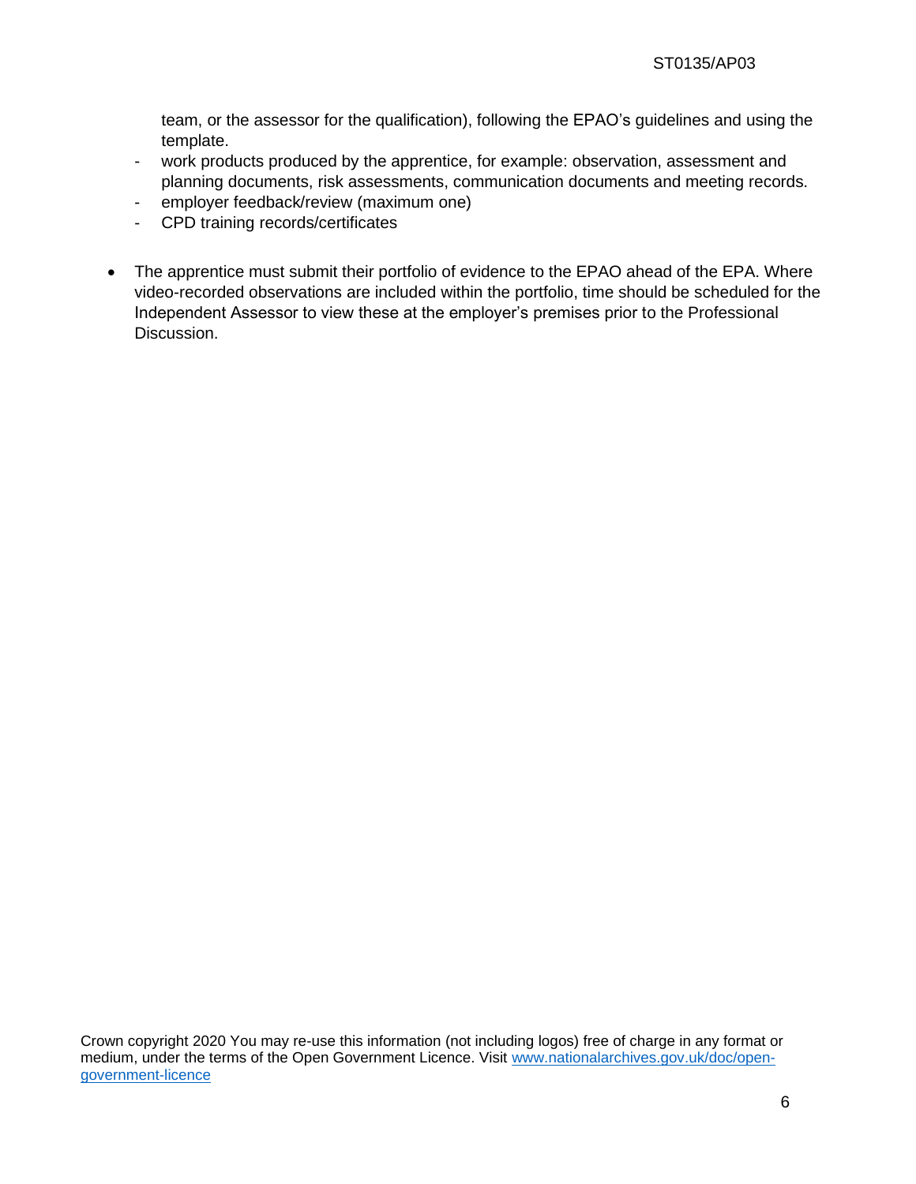team, or the assessor for the qualification), following the EPAO's guidelines and using the template.

- work products produced by the apprentice, for example: observation, assessment and planning documents, risk assessments, communication documents and meeting records.
- employer feedback/review (maximum one)
- CPD training records/certificates

- The apprentice must submit their portfolio of evidence to the EPAO ahead of the EPA. Where video-recorded observations are included within the portfolio, time should be scheduled for the Independent Assessor to view these at the employer's premises prior to the Professional Discussion.

Crown copyright 2020 You may re-use this information (not including logos) free of charge in any format or medium, under the terms of the Open Government Licence. Visit www.nationalarchives.gov.uk/doc/open-government-licence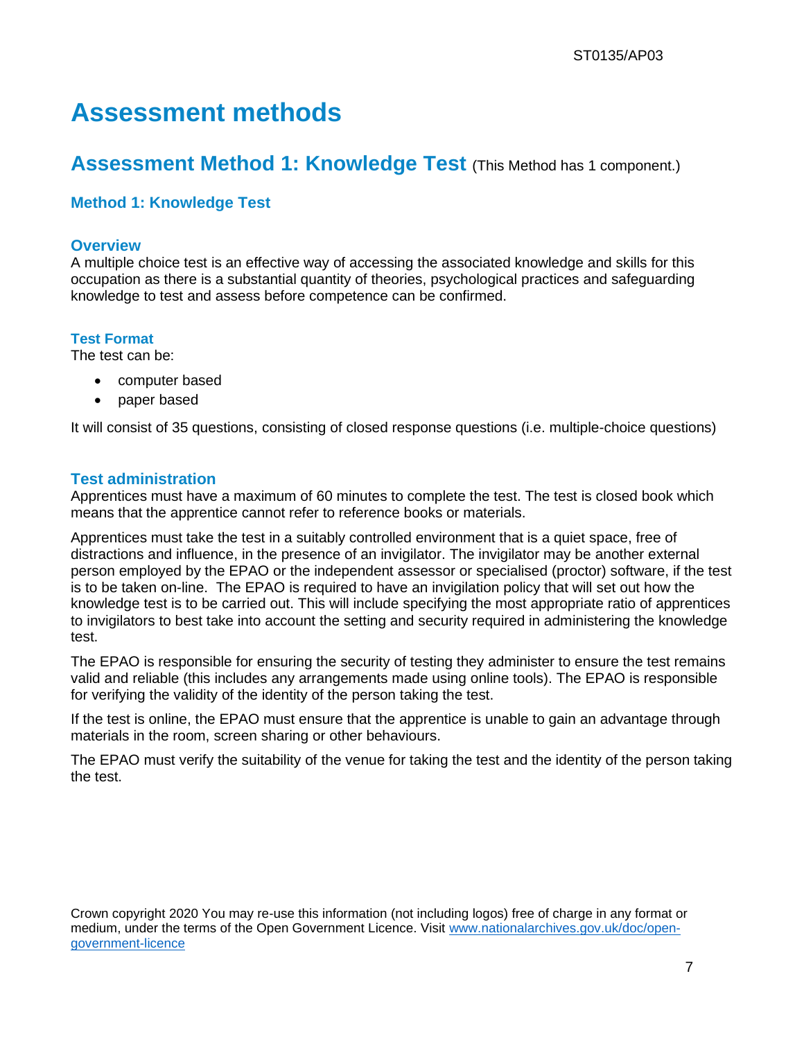# Assessment methods

## Assessment Method 1: Knowledge Test (This Method has 1 component.)

### Method 1: Knowledge Test

#### Overview

A multiple choice test is an effective way of accessing the associated knowledge and skills for this occupation as there is a substantial quantity of theories, psychological practices and safeguarding knowledge to test and assess before competence can be confirmed.

#### Test Format

The test can be:

- computer based
- paper based

It will consist of 35 questions, consisting of closed response questions (i.e. multiple-choice questions)

#### Test administration

Apprentices must have a maximum of 60 minutes to complete the test. The test is closed book which means that the apprentice cannot refer to reference books or materials.

Apprentices must take the test in a suitably controlled environment that is a quiet space, free of distractions and influence, in the presence of an invigilator. The invigilator may be another external person employed by the EPAO or the independent assessor or specialised (proctor) software, if the test is to be taken on-line. The EPAO is required to have an invigilation policy that will set out how the knowledge test is to be carried out. This will include specifying the most appropriate ratio of apprentices to invigilators to best take into account the setting and security required in administering the knowledge test.

The EPAO is responsible for ensuring the security of testing they administer to ensure the test remains valid and reliable (this includes any arrangements made using online tools). The EPAO is responsible for verifying the validity of the identity of the person taking the test.

If the test is online, the EPAO must ensure that the apprentice is unable to gain an advantage through materials in the room, screen sharing or other behaviours.

The EPAO must verify the suitability of the venue for taking the test and the identity of the person taking the test.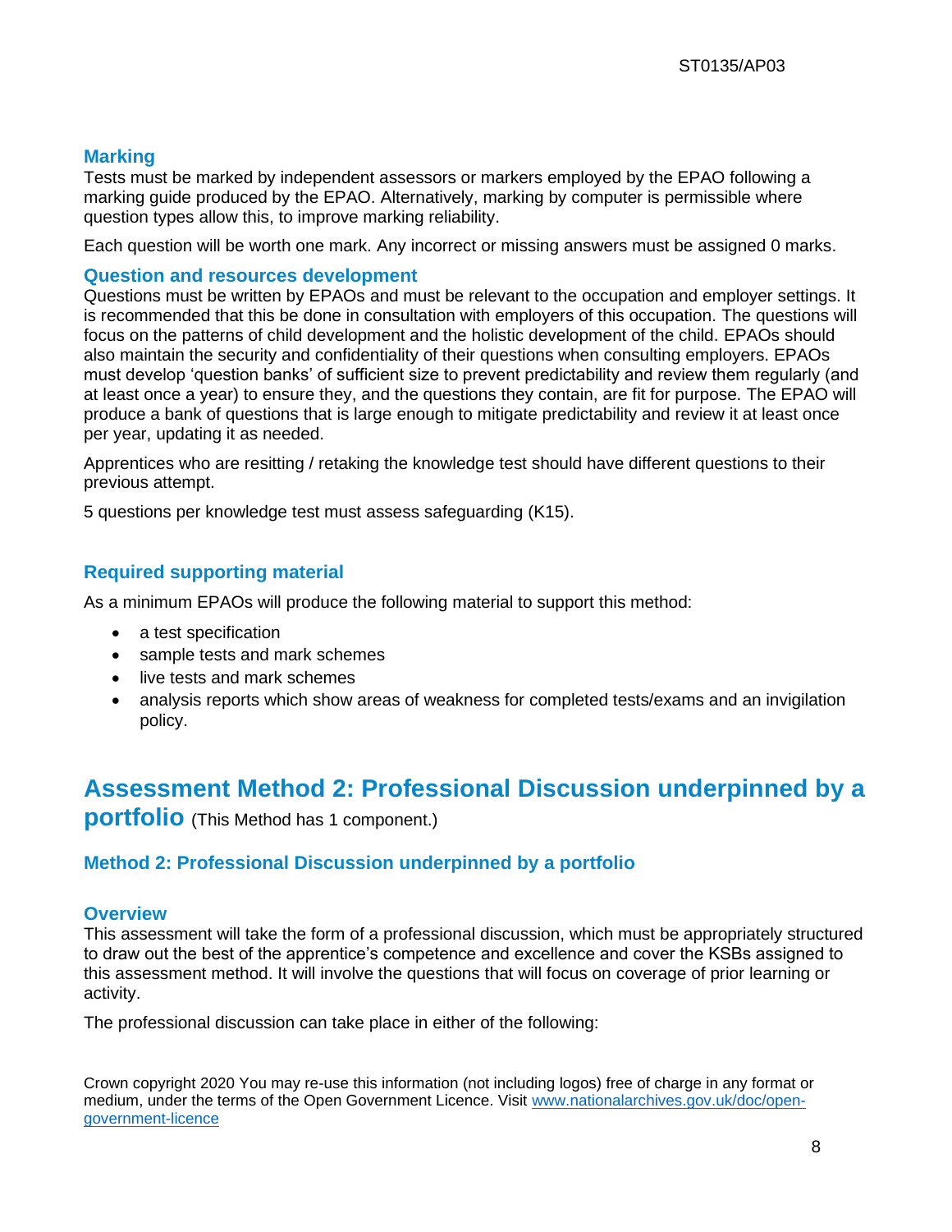### Marking

Tests must be marked by independent assessors or markers employed by the EPAO following a marking guide produced by the EPAO. Alternatively, marking by computer is permissible where question types allow this, to improve marking reliability.

Each question will be worth one mark. Any incorrect or missing answers must be assigned 0 marks.

### Question and resources development

Questions must be written by EPAOs and must be relevant to the occupation and employer settings. It is recommended that this be done in consultation with employers of this occupation. The questions will focus on the patterns of child development and the holistic development of the child. EPAOs should also maintain the security and confidentiality of their questions when consulting employers. EPAOs must develop 'question banks' of sufficient size to prevent predictability and review them regularly (and at least once a year) to ensure they, and the questions they contain, are fit for purpose. The EPAO will produce a bank of questions that is large enough to mitigate predictability and review it at least once per year, updating it as needed.

Apprentices who are resitting / retaking the knowledge test should have different questions to their previous attempt.

5 questions per knowledge test must assess safeguarding (K15).

### Required supporting material

As a minimum EPAOs will produce the following material to support this method:

- a test specification
- sample tests and mark schemes
- live tests and mark schemes
- analysis reports which show areas of weakness for completed tests/exams and an invigilation policy.

## Assessment Method 2: Professional Discussion underpinned by a portfolio (This Method has 1 component.)

### Method 2: Professional Discussion underpinned by a portfolio

### Overview

This assessment will take the form of a professional discussion, which must be appropriately structured to draw out the best of the apprentice's competence and excellence and cover the KSBs assigned to this assessment method. It will involve the questions that will focus on coverage of prior learning or activity.

The professional discussion can take place in either of the following:

Crown copyright 2020 You may re-use this information (not including logos) free of charge in any format or medium, under the terms of the Open Government Licence. Visit [www.nationalarchives.gov.uk/doc/open-government-licence](http://www.nationalarchives.gov.uk/doc/open-government-licence)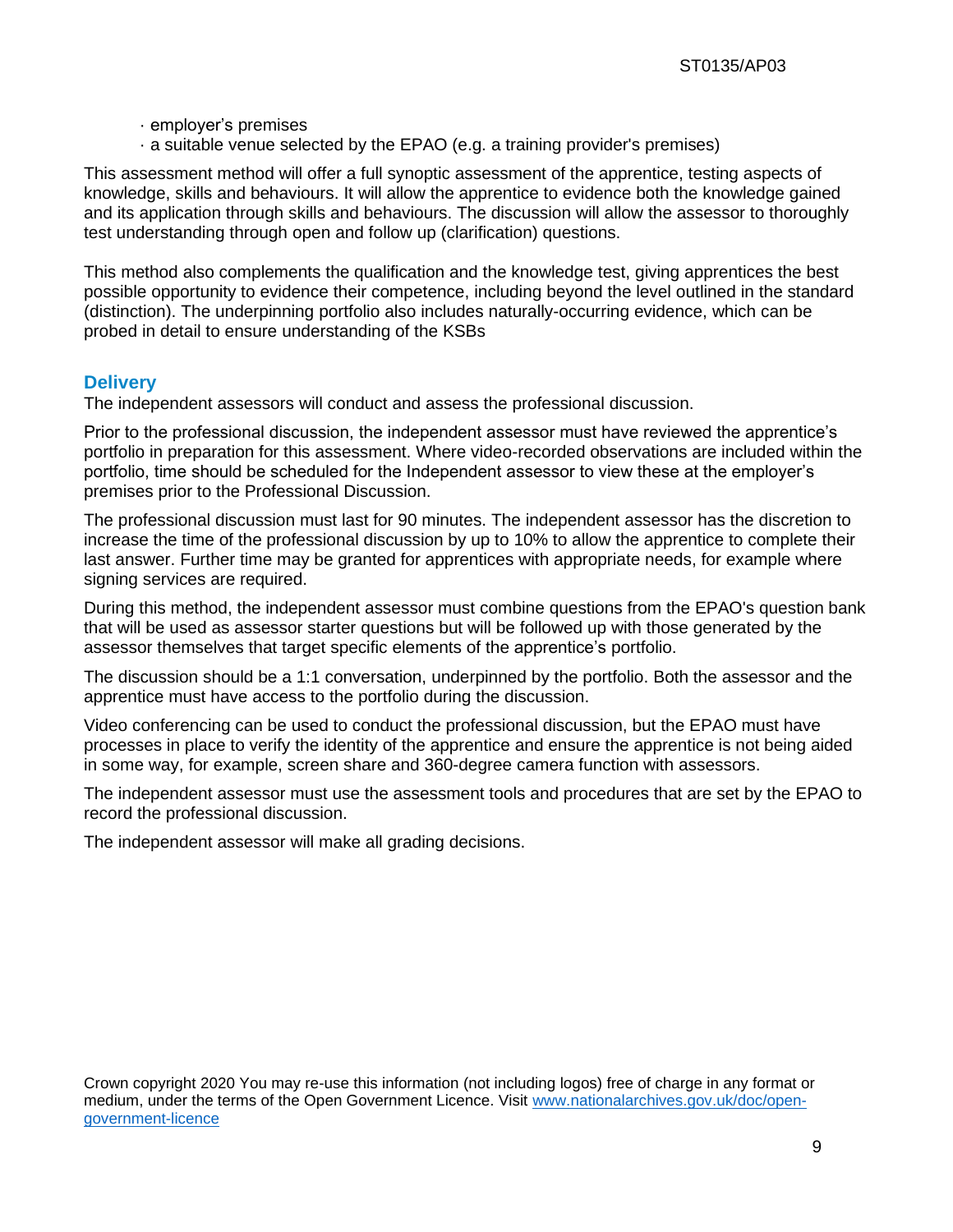· employer's premises
· a suitable venue selected by the EPAO (e.g. a training provider's premises)

This assessment method will offer a full synoptic assessment of the apprentice, testing aspects of knowledge, skills and behaviours. It will allow the apprentice to evidence both the knowledge gained and its application through skills and behaviours. The discussion will allow the assessor to thoroughly test understanding through open and follow up (clarification) questions.

This method also complements the qualification and the knowledge test, giving apprentices the best possible opportunity to evidence their competence, including beyond the level outlined in the standard (distinction). The underpinning portfolio also includes naturally-occurring evidence, which can be probed in detail to ensure understanding of the KSBs

## Delivery

The independent assessors will conduct and assess the professional discussion.

Prior to the professional discussion, the independent assessor must have reviewed the apprentice's portfolio in preparation for this assessment. Where video-recorded observations are included within the portfolio, time should be scheduled for the Independent assessor to view these at the employer's premises prior to the Professional Discussion.

The professional discussion must last for 90 minutes. The independent assessor has the discretion to increase the time of the professional discussion by up to 10% to allow the apprentice to complete their last answer. Further time may be granted for apprentices with appropriate needs, for example where signing services are required.

During this method, the independent assessor must combine questions from the EPAO's question bank that will be used as assessor starter questions but will be followed up with those generated by the assessor themselves that target specific elements of the apprentice's portfolio.

The discussion should be a 1:1 conversation, underpinned by the portfolio. Both the assessor and the apprentice must have access to the portfolio during the discussion.

Video conferencing can be used to conduct the professional discussion, but the EPAO must have processes in place to verify the identity of the apprentice and ensure the apprentice is not being aided in some way, for example, screen share and 360-degree camera function with assessors.

The independent assessor must use the assessment tools and procedures that are set by the EPAO to record the professional discussion.

The independent assessor will make all grading decisions.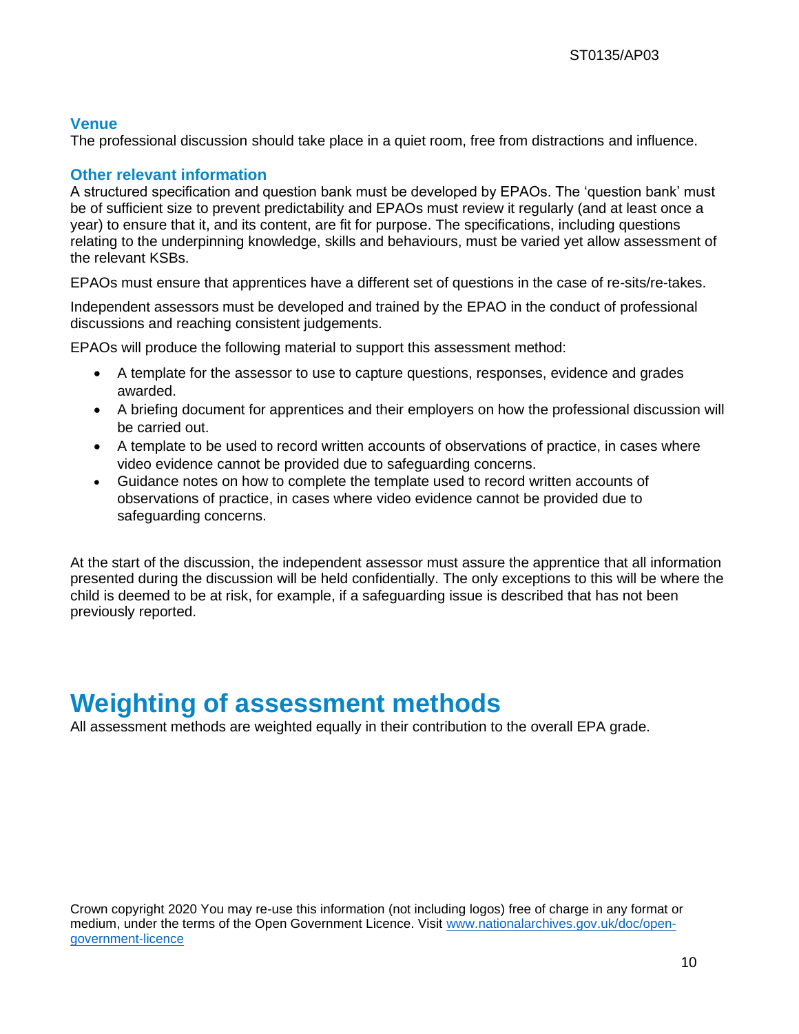### Venue

The professional discussion should take place in a quiet room, free from distractions and influence.

### Other relevant information

A structured specification and question bank must be developed by EPAOs. The 'question bank' must be of sufficient size to prevent predictability and EPAOs must review it regularly (and at least once a year) to ensure that it, and its content, are fit for purpose. The specifications, including questions relating to the underpinning knowledge, skills and behaviours, must be varied yet allow assessment of the relevant KSBs.

EPAOs must ensure that apprentices have a different set of questions in the case of re-sits/re-takes.

Independent assessors must be developed and trained by the EPAO in the conduct of professional discussions and reaching consistent judgements.

EPAOs will produce the following material to support this assessment method:

- A template for the assessor to use to capture questions, responses, evidence and grades awarded.
- A briefing document for apprentices and their employers on how the professional discussion will be carried out.
- A template to be used to record written accounts of observations of practice, in cases where video evidence cannot be provided due to safeguarding concerns.
- Guidance notes on how to complete the template used to record written accounts of observations of practice, in cases where video evidence cannot be provided due to safeguarding concerns.

At the start of the discussion, the independent assessor must assure the apprentice that all information presented during the discussion will be held confidentially. The only exceptions to this will be where the child is deemed to be at risk, for example, if a safeguarding issue is described that has not been previously reported.

# Weighting of assessment methods

All assessment methods are weighted equally in their contribution to the overall EPA grade.

Crown copyright 2020 You may re-use this information (not including logos) free of charge in any format or medium, under the terms of the Open Government Licence. Visit www.nationalarchives.gov.uk/doc/open-government-licence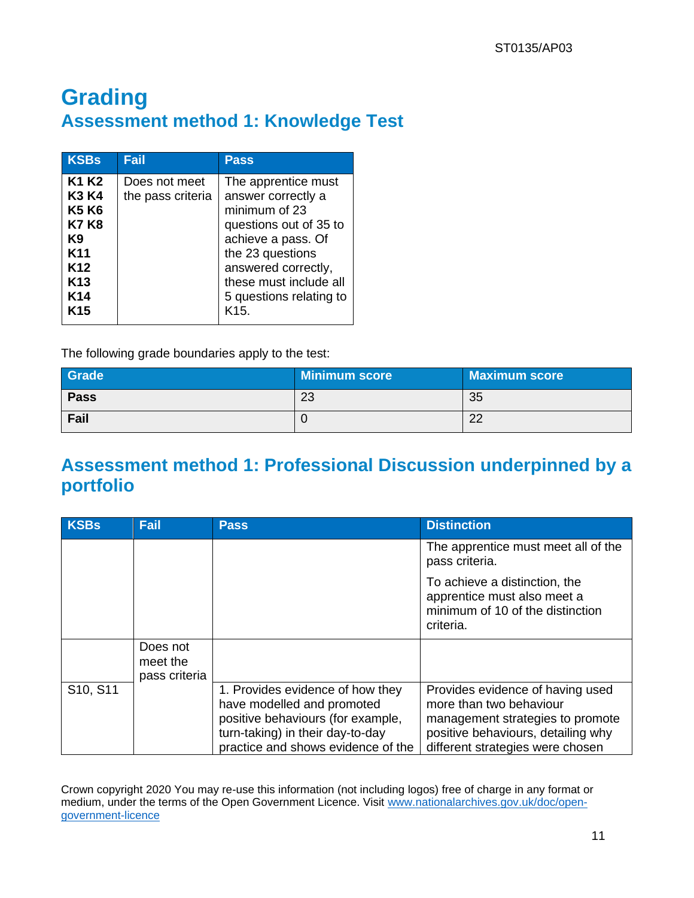# Grading

## Assessment method 1: Knowledge Test

| KSBs | Fail | Pass |
|---|---|---|
| **K1 K2 K3 K4 K5 K6 K7 K8 K9 K11 K12 K13 K14 K15** | Does not meet the pass criteria | The apprentice must answer correctly a minimum of 23 questions out of 35 to achieve a pass. Of the 23 questions answered correctly, these must include all 5 questions relating to K15. |

The following grade boundaries apply to the test:

| Grade | Minimum score | Maximum score |
|---|---|---|
| **Pass** | 23 | 35 |
| **Fail** | 0 | 22 |

## Assessment method 1: Professional Discussion underpinned by a portfolio

| KSBs | Fail | Pass | Distinction |
|---|---|---|---|
| | | | The apprentice must meet all of the pass criteria.<br><br>To achieve a distinction, the apprentice must also meet a minimum of 10 of the distinction criteria. |
| | Does not meet the pass criteria | | |
| S10, S11 | | 1. Provides evidence of how they have modelled and promoted positive behaviours (for example, turn-taking) in their day-to-day practice and shows evidence of the | Provides evidence of having used more than two behaviour management strategies to promote positive behaviours, detailing why different strategies were chosen |

Crown copyright 2020 You may re-use this information (not including logos) free of charge in any format or medium, under the terms of the Open Government Licence. Visit www.nationalarchives.gov.uk/doc/open-government-licence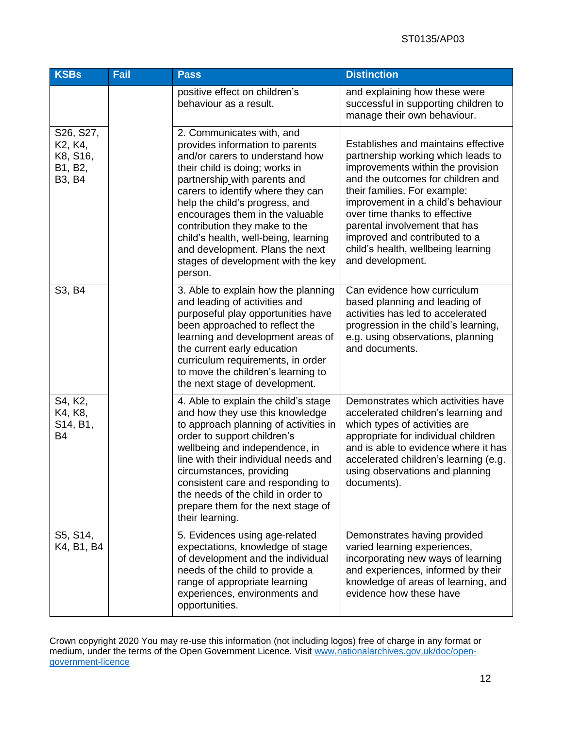| KSBs | Fail | Pass | Distinction |
|---|---|---|---|
| | | positive effect on children's behaviour as a result. | and explaining how these were successful in supporting children to manage their own behaviour. |
| S26, S27, K2, K4, K8, S16, B1, B2, B3, B4 | | 2. Communicates with, and provides information to parents and/or carers to understand how their child is doing; works in partnership with parents and carers to identify where they can help the child's progress, and encourages them in the valuable contribution they make to the child's health, well-being, learning and development. Plans the next stages of development with the key person. | Establishes and maintains effective partnership working which leads to improvements within the provision and the outcomes for children and their families. For example: improvement in a child's behaviour over time thanks to effective parental involvement that has improved and contributed to a child's health, wellbeing learning and development. |
| S3, B4 | | 3. Able to explain how the planning and leading of activities and purposeful play opportunities have been approached to reflect the learning and development areas of the current early education curriculum requirements, in order to move the children's learning to the next stage of development. | Can evidence how curriculum based planning and leading of activities has led to accelerated progression in the child's learning, e.g. using observations, planning and documents. |
| S4, K2, K4, K8, S14, B1, B4 | | 4. Able to explain the child's stage and how they use this knowledge to approach planning of activities in order to support children's wellbeing and independence, in line with their individual needs and circumstances, providing consistent care and responding to the needs of the child in order to prepare them for the next stage of their learning. | Demonstrates which activities have accelerated children's learning and which types of activities are appropriate for individual children and is able to evidence where it has accelerated children's learning (e.g. using observations and planning documents). |
| S5, S14, K4, B1, B4 | | 5. Evidences using age-related expectations, knowledge of stage of development and the individual needs of the child to provide a range of appropriate learning experiences, environments and opportunities. | Demonstrates having provided varied learning experiences, incorporating new ways of learning and experiences, informed by their knowledge of areas of learning, and evidence how these have |

Crown copyright 2020 You may re-use this information (not including logos) free of charge in any format or medium, under the terms of the Open Government Licence. Visit [www.nationalarchives.gov.uk/doc/open-government-licence](http://www.nationalarchives.gov.uk/doc/open-government-licence)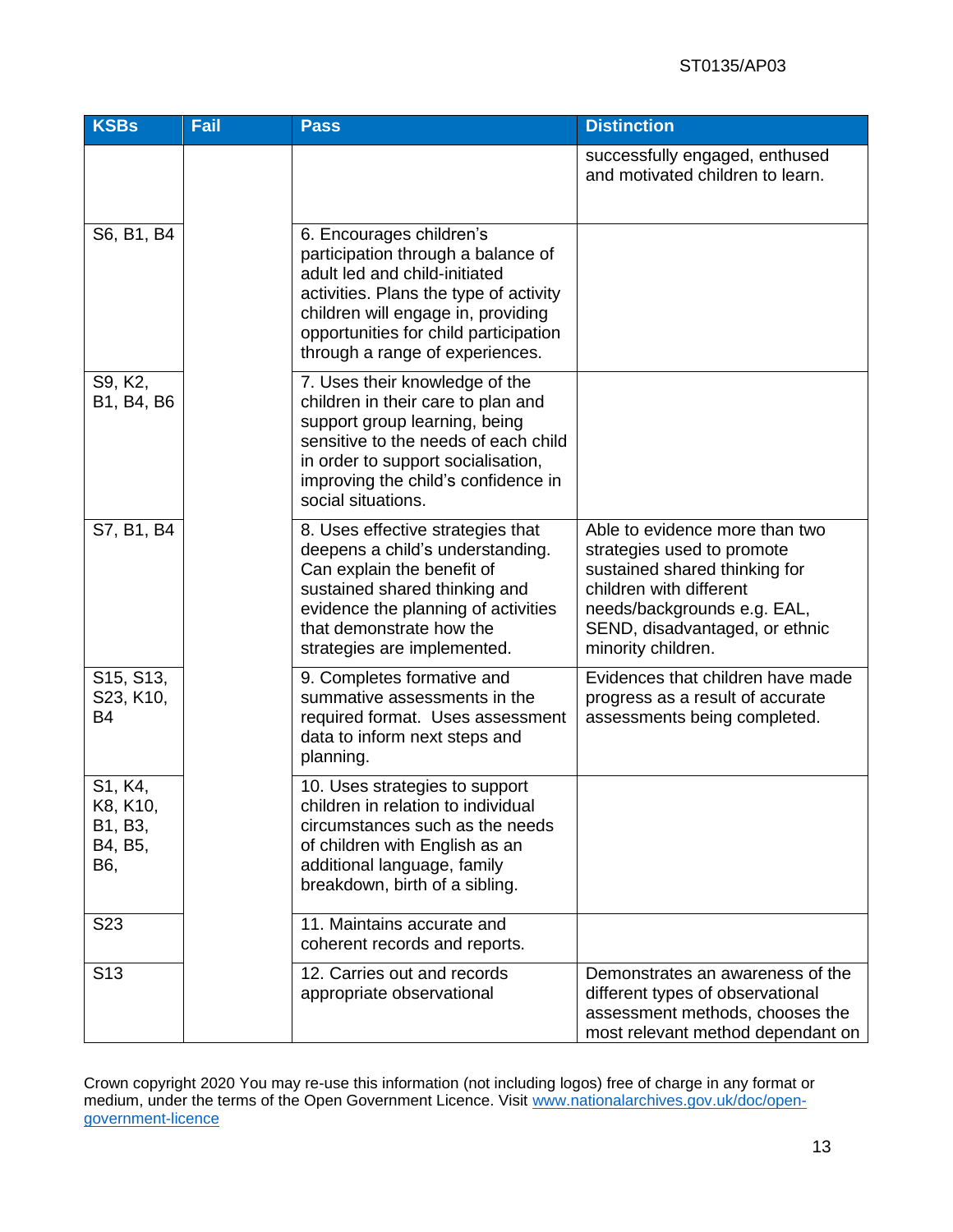| KSBs | Fail | Pass | Distinction |
|---|---|---|---|
| | | | successfully engaged, enthused and motivated children to learn. |
| S6, B1, B4 | | 6. Encourages children's participation through a balance of adult led and child-initiated activities. Plans the type of activity children will engage in, providing opportunities for child participation through a range of experiences. | |
| S9, K2, B1, B4, B6 | | 7. Uses their knowledge of the children in their care to plan and support group learning, being sensitive to the needs of each child in order to support socialisation, improving the child's confidence in social situations. | |
| S7, B1, B4 | | 8. Uses effective strategies that deepens a child's understanding. Can explain the benefit of sustained shared thinking and evidence the planning of activities that demonstrate how the strategies are implemented. | Able to evidence more than two strategies used to promote sustained shared thinking for children with different needs/backgrounds e.g. EAL, SEND, disadvantaged, or ethnic minority children. |
| S15, S13, S23, K10, B4 | | 9. Completes formative and summative assessments in the required format. Uses assessment data to inform next steps and planning. | Evidences that children have made progress as a result of accurate assessments being completed. |
| S1, K4, K8, K10, B1, B3, B4, B5, B6, | | 10. Uses strategies to support children in relation to individual circumstances such as the needs of children with English as an additional language, family breakdown, birth of a sibling. | |
| S23 | | 11. Maintains accurate and coherent records and reports. | |
| S13 | | 12. Carries out and records appropriate observational | Demonstrates an awareness of the different types of observational assessment methods, chooses the most relevant method dependant on |

Crown copyright 2020 You may re-use this information (not including logos) free of charge in any format or medium, under the terms of the Open Government Licence. Visit www.nationalarchives.gov.uk/doc/open-government-licence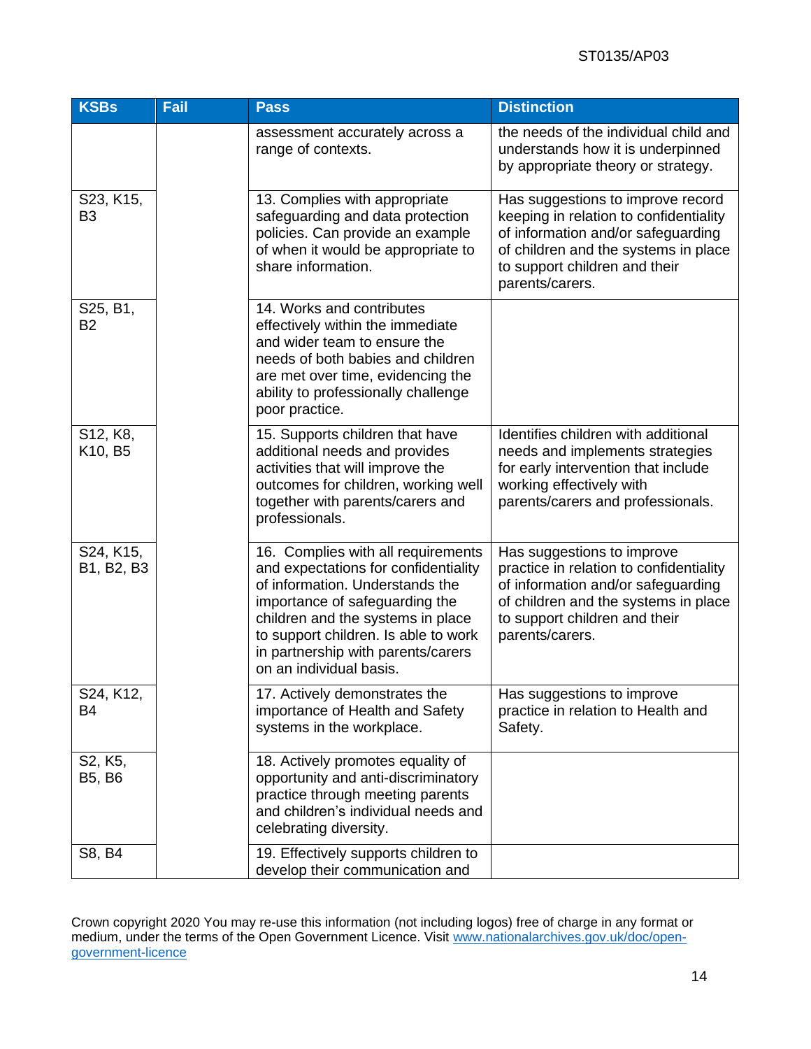| KSBs | Fail | Pass | Distinction |
|---|---|---|---|
| | | assessment accurately across a range of contexts. | the needs of the individual child and understands how it is underpinned by appropriate theory or strategy. |
| S23, K15, B3 | | 13. Complies with appropriate safeguarding and data protection policies. Can provide an example of when it would be appropriate to share information. | Has suggestions to improve record keeping in relation to confidentiality of information and/or safeguarding of children and the systems in place to support children and their parents/carers. |
| S25, B1, B2 | | 14. Works and contributes effectively within the immediate and wider team to ensure the needs of both babies and children are met over time, evidencing the ability to professionally challenge poor practice. | |
| S12, K8, K10, B5 | | 15. Supports children that have additional needs and provides activities that will improve the outcomes for children, working well together with parents/carers and professionals. | Identifies children with additional needs and implements strategies for early intervention that include working effectively with parents/carers and professionals. |
| S24, K15, B1, B2, B3 | | 16. Complies with all requirements and expectations for confidentiality of information. Understands the importance of safeguarding the children and the systems in place to support children. Is able to work in partnership with parents/carers on an individual basis. | Has suggestions to improve practice in relation to confidentiality of information and/or safeguarding of children and the systems in place to support children and their parents/carers. |
| S24, K12, B4 | | 17. Actively demonstrates the importance of Health and Safety systems in the workplace. | Has suggestions to improve practice in relation to Health and Safety. |
| S2, K5, B5, B6 | | 18. Actively promotes equality of opportunity and anti-discriminatory practice through meeting parents and children's individual needs and celebrating diversity. | |
| S8, B4 | | 19. Effectively supports children to develop their communication and | |

Crown copyright 2020 You may re-use this information (not including logos) free of charge in any format or medium, under the terms of the Open Government Licence. Visit [www.nationalarchives.gov.uk/doc/open-government-licence](http://www.nationalarchives.gov.uk/doc/open-government-licence)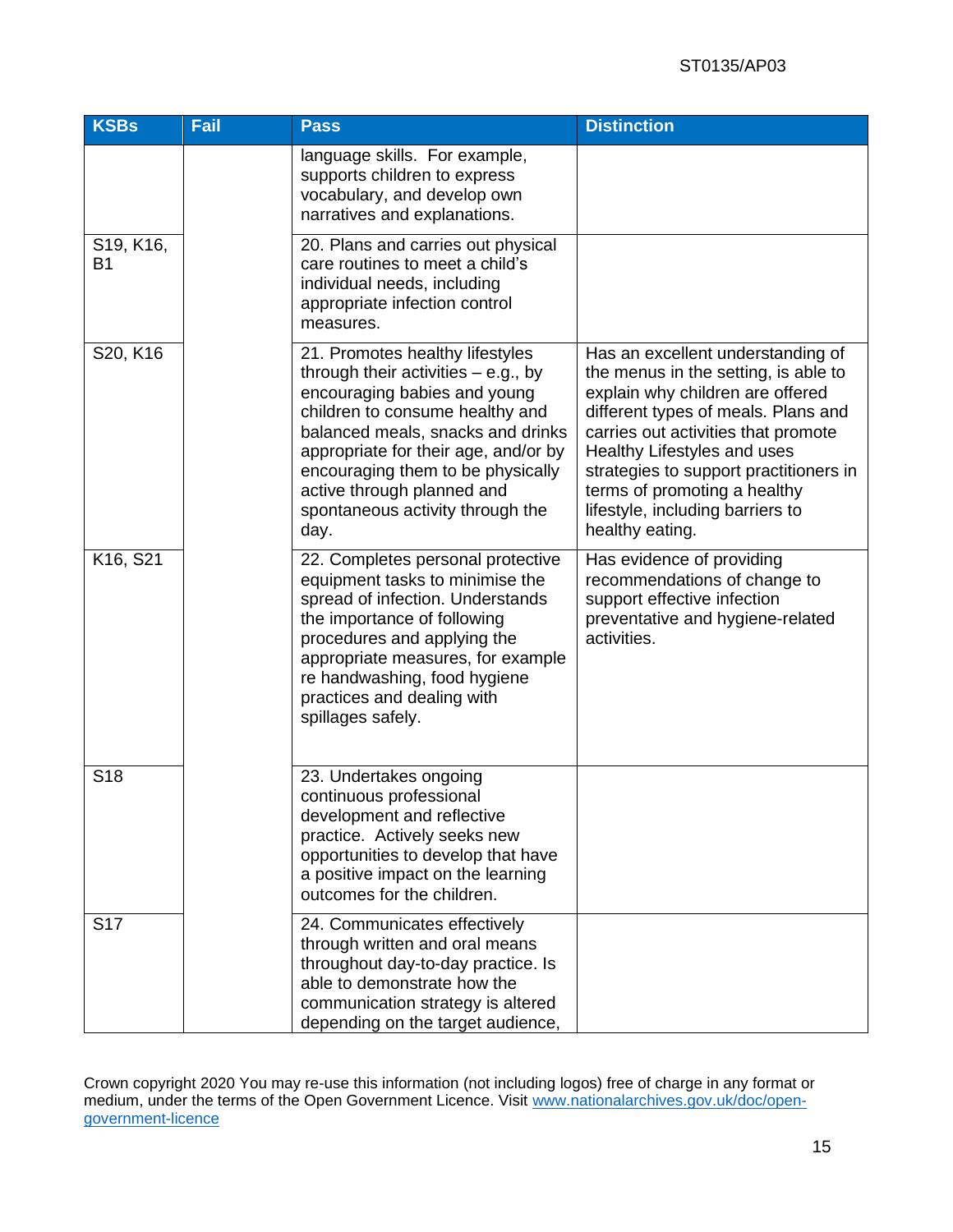| KSBs | Fail | Pass | Distinction |
|---|---|---|---|
| | | language skills. For example, supports children to express vocabulary, and develop own narratives and explanations. | |
| S19, K16, B1 | | 20. Plans and carries out physical care routines to meet a child's individual needs, including appropriate infection control measures. | |
| S20, K16 | | 21. Promotes healthy lifestyles through their activities – e.g., by encouraging babies and young children to consume healthy and balanced meals, snacks and drinks appropriate for their age, and/or by encouraging them to be physically active through planned and spontaneous activity through the day. | Has an excellent understanding of the menus in the setting, is able to explain why children are offered different types of meals. Plans and carries out activities that promote Healthy Lifestyles and uses strategies to support practitioners in terms of promoting a healthy lifestyle, including barriers to healthy eating. |
| K16, S21 | | 22. Completes personal protective equipment tasks to minimise the spread of infection. Understands the importance of following procedures and applying the appropriate measures, for example re handwashing, food hygiene practices and dealing with spillages safely. | Has evidence of providing recommendations of change to support effective infection preventative and hygiene-related activities. |
| S18 | | 23. Undertakes ongoing continuous professional development and reflective practice. Actively seeks new opportunities to develop that have a positive impact on the learning outcomes for the children. | |
| S17 | | 24. Communicates effectively through written and oral means throughout day-to-day practice. Is able to demonstrate how the communication strategy is altered depending on the target audience, | |

Crown copyright 2020 You may re-use this information (not including logos) free of charge in any format or medium, under the terms of the Open Government Licence. Visit www.nationalarchives.gov.uk/doc/open-government-licence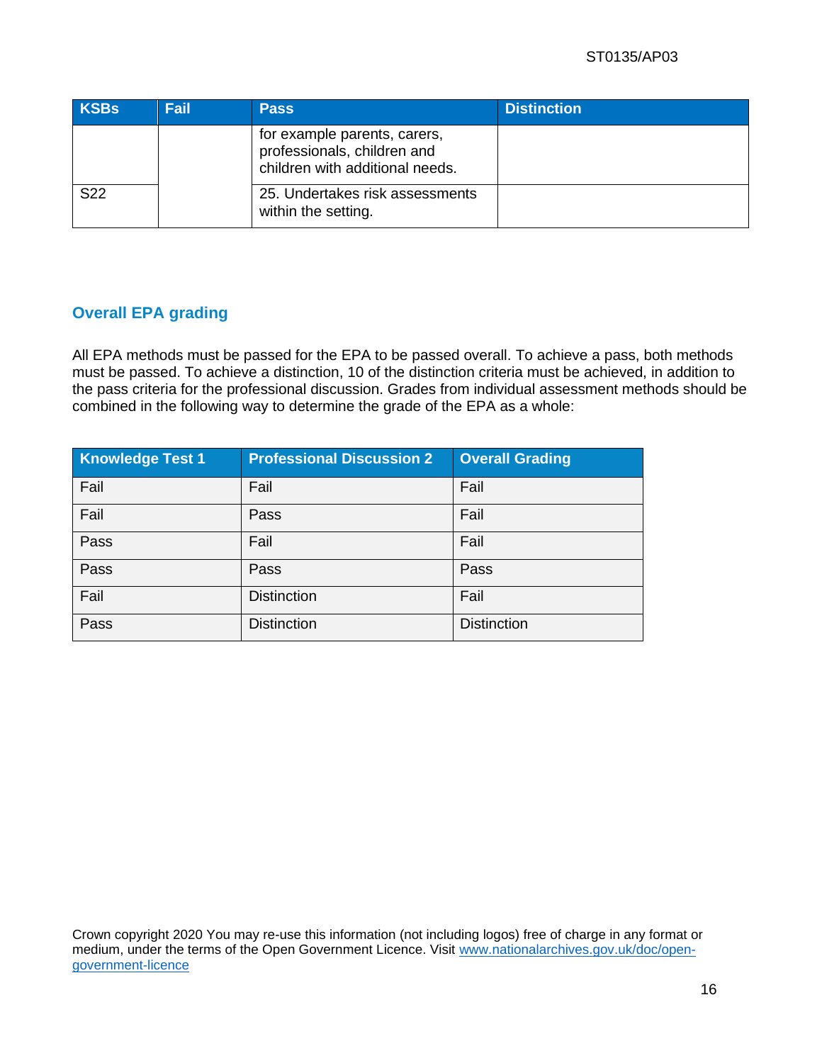| KSBs | Fail | Pass | Distinction |
| --- | --- | --- | --- |
| | | for example parents, carers, professionals, children and children with additional needs. | |
| S22 | | 25. Undertakes risk assessments within the setting. | |

## Overall EPA grading

All EPA methods must be passed for the EPA to be passed overall. To achieve a pass, both methods must be passed. To achieve a distinction, 10 of the distinction criteria must be achieved, in addition to the pass criteria for the professional discussion. Grades from individual assessment methods should be combined in the following way to determine the grade of the EPA as a whole:

| Knowledge Test 1 | Professional Discussion 2 | Overall Grading |
| --- | --- | --- |
| Fail | Fail | Fail |
| Fail | Pass | Fail |
| Pass | Fail | Fail |
| Pass | Pass | Pass |
| Fail | Distinction | Fail |
| Pass | Distinction | Distinction |

Crown copyright 2020 You may re-use this information (not including logos) free of charge in any format or medium, under the terms of the Open Government Licence. Visit www.nationalarchives.gov.uk/doc/open-government-licence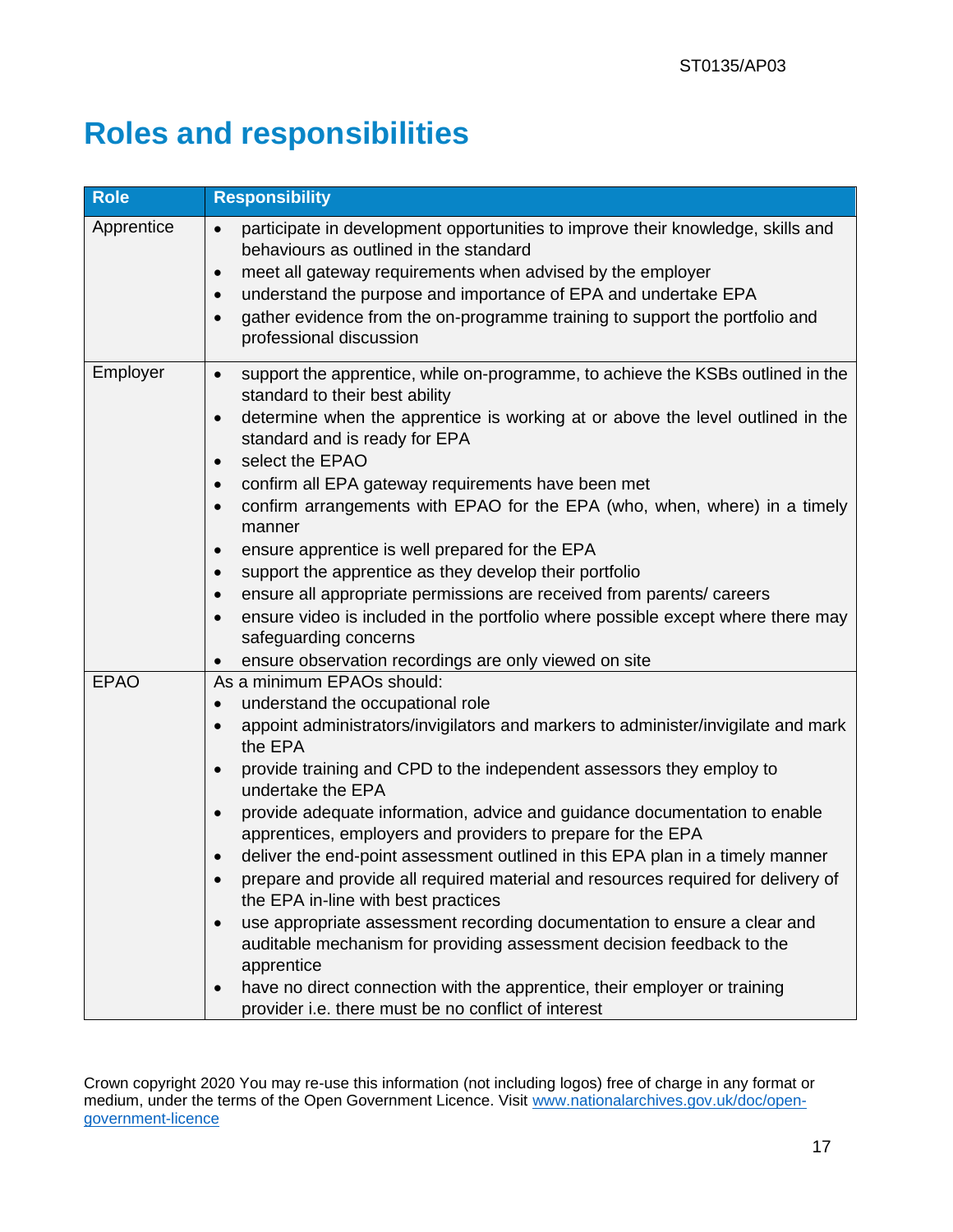# Roles and responsibilities

| Role | Responsibility |
| --- | --- |
| Apprentice | • participate in development opportunities to improve their knowledge, skills and behaviours as outlined in the standard<br>• meet all gateway requirements when advised by the employer<br>• understand the purpose and importance of EPA and undertake EPA<br>• gather evidence from the on-programme training to support the portfolio and professional discussion |
| Employer | • support the apprentice, while on-programme, to achieve the KSBs outlined in the standard to their best ability<br>• determine when the apprentice is working at or above the level outlined in the standard and is ready for EPA<br>• select the EPAO<br>• confirm all EPA gateway requirements have been met<br>• confirm arrangements with EPAO for the EPA (who, when, where) in a timely manner<br>• ensure apprentice is well prepared for the EPA<br>• support the apprentice as they develop their portfolio<br>• ensure all appropriate permissions are received from parents/ careers<br>• ensure video is included in the portfolio where possible except where there may safeguarding concerns<br>• ensure observation recordings are only viewed on site |
| EPAO | As a minimum EPAOs should:<br>• understand the occupational role<br>• appoint administrators/invigilators and markers to administer/invigilate and mark the EPA<br>• provide training and CPD to the independent assessors they employ to undertake the EPA<br>• provide adequate information, advice and guidance documentation to enable apprentices, employers and providers to prepare for the EPA<br>• deliver the end-point assessment outlined in this EPA plan in a timely manner<br>• prepare and provide all required material and resources required for delivery of the EPA in-line with best practices<br>• use appropriate assessment recording documentation to ensure a clear and auditable mechanism for providing assessment decision feedback to the apprentice<br>• have no direct connection with the apprentice, their employer or training provider i.e. there must be no conflict of interest |

Crown copyright 2020 You may re-use this information (not including logos) free of charge in any format or medium, under the terms of the Open Government Licence. Visit [www.nationalarchives.gov.uk/doc/open-government-licence](www.nationalarchives.gov.uk/doc/open-government-licence)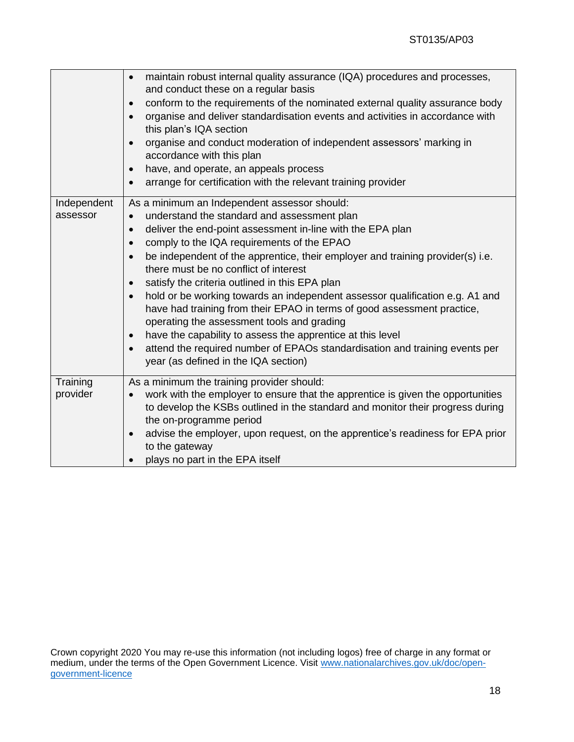| | |
|---|---|
| | • maintain robust internal quality assurance (IQA) procedures and processes, and conduct these on a regular basis<br>• conform to the requirements of the nominated external quality assurance body<br>• organise and deliver standardisation events and activities in accordance with this plan's IQA section<br>• organise and conduct moderation of independent assessors' marking in accordance with this plan<br>• have, and operate, an appeals process<br>• arrange for certification with the relevant training provider |
| Independent assessor | As a minimum an Independent assessor should:<br>• understand the standard and assessment plan<br>• deliver the end-point assessment in-line with the EPA plan<br>• comply to the IQA requirements of the EPAO<br>• be independent of the apprentice, their employer and training provider(s) i.e. there must be no conflict of interest<br>• satisfy the criteria outlined in this EPA plan<br>• hold or be working towards an independent assessor qualification e.g. A1 and have had training from their EPAO in terms of good assessment practice, operating the assessment tools and grading<br>• have the capability to assess the apprentice at this level<br>• attend the required number of EPAOs standardisation and training events per year (as defined in the IQA section) |
| Training provider | As a minimum the training provider should:<br>• work with the employer to ensure that the apprentice is given the opportunities to develop the KSBs outlined in the standard and monitor their progress during the on-programme period<br>• advise the employer, upon request, on the apprentice's readiness for EPA prior to the gateway<br>• plays no part in the EPA itself |

Crown copyright 2020 You may re-use this information (not including logos) free of charge in any format or medium, under the terms of the Open Government Licence. Visit [www.nationalarchives.gov.uk/doc/open-government-licence](http://www.nationalarchives.gov.uk/doc/open-government-licence)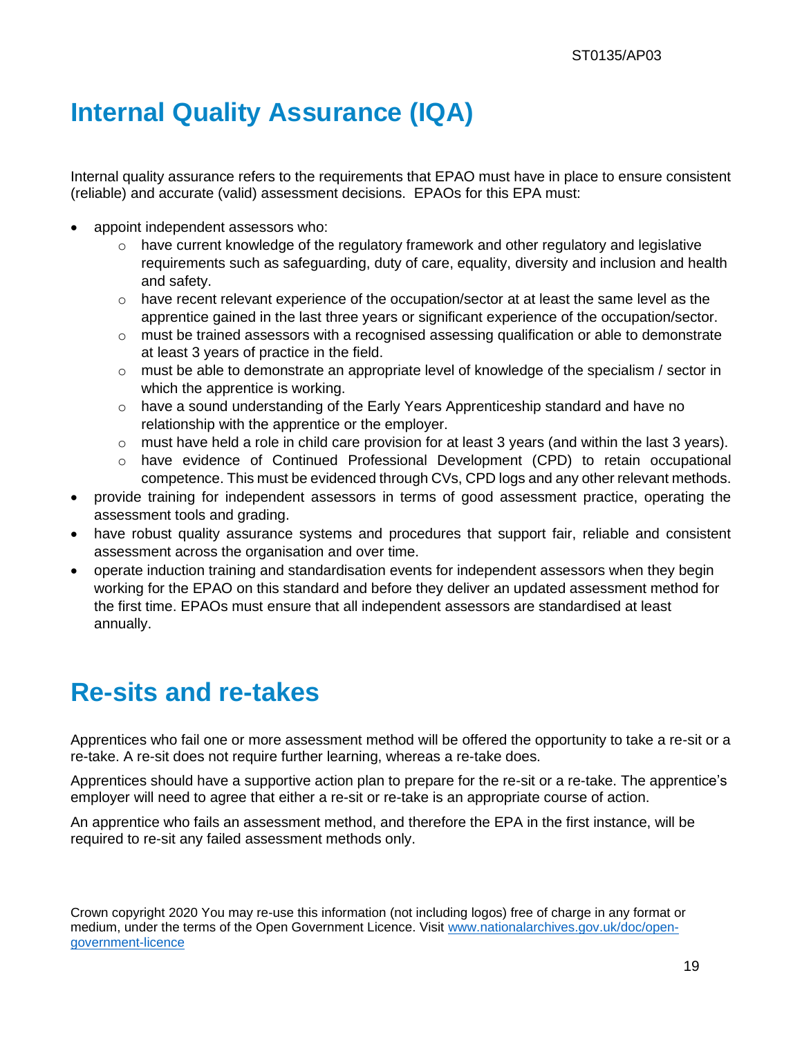# Internal Quality Assurance (IQA)

Internal quality assurance refers to the requirements that EPAO must have in place to ensure consistent (reliable) and accurate (valid) assessment decisions. EPAOs for this EPA must:

- appoint independent assessors who:
  - have current knowledge of the regulatory framework and other regulatory and legislative requirements such as safeguarding, duty of care, equality, diversity and inclusion and health and safety.
  - have recent relevant experience of the occupation/sector at at least the same level as the apprentice gained in the last three years or significant experience of the occupation/sector.
  - must be trained assessors with a recognised assessing qualification or able to demonstrate at least 3 years of practice in the field.
  - must be able to demonstrate an appropriate level of knowledge of the specialism / sector in which the apprentice is working.
  - have a sound understanding of the Early Years Apprenticeship standard and have no relationship with the apprentice or the employer.
  - must have held a role in child care provision for at least 3 years (and within the last 3 years).
  - have evidence of Continued Professional Development (CPD) to retain occupational competence. This must be evidenced through CVs, CPD logs and any other relevant methods.
- provide training for independent assessors in terms of good assessment practice, operating the assessment tools and grading.
- have robust quality assurance systems and procedures that support fair, reliable and consistent assessment across the organisation and over time.
- operate induction training and standardisation events for independent assessors when they begin working for the EPAO on this standard and before they deliver an updated assessment method for the first time. EPAOs must ensure that all independent assessors are standardised at least annually.

# Re-sits and re-takes

Apprentices who fail one or more assessment method will be offered the opportunity to take a re-sit or a re-take. A re-sit does not require further learning, whereas a re-take does.

Apprentices should have a supportive action plan to prepare for the re-sit or a re-take. The apprentice's employer will need to agree that either a re-sit or re-take is an appropriate course of action.

An apprentice who fails an assessment method, and therefore the EPA in the first instance, will be required to re-sit any failed assessment methods only.

Crown copyright 2020 You may re-use this information (not including logos) free of charge in any format or medium, under the terms of the Open Government Licence. Visit www.nationalarchives.gov.uk/doc/open-government-licence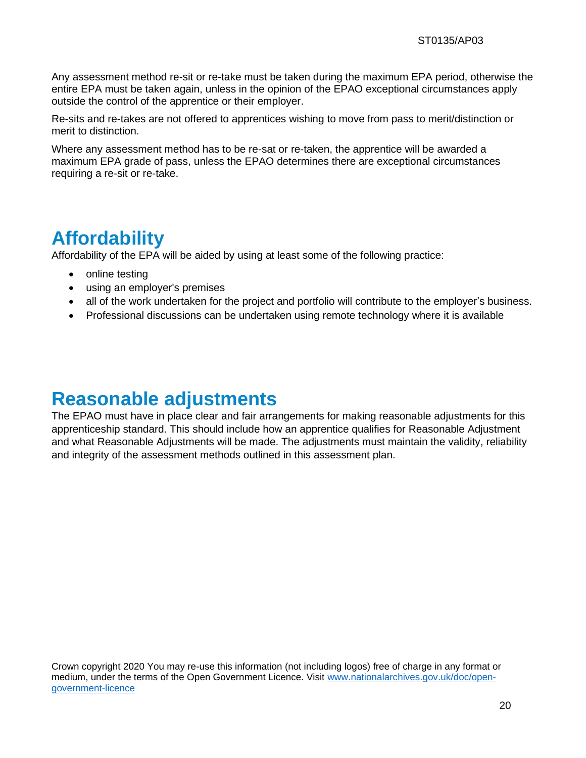Any assessment method re-sit or re-take must be taken during the maximum EPA period, otherwise the entire EPA must be taken again, unless in the opinion of the EPAO exceptional circumstances apply outside the control of the apprentice or their employer.

Re-sits and re-takes are not offered to apprentices wishing to move from pass to merit/distinction or merit to distinction.

Where any assessment method has to be re-sat or re-taken, the apprentice will be awarded a maximum EPA grade of pass, unless the EPAO determines there are exceptional circumstances requiring a re-sit or re-take.

# Affordability

Affordability of the EPA will be aided by using at least some of the following practice:

- online testing
- using an employer's premises
- all of the work undertaken for the project and portfolio will contribute to the employer's business.
- Professional discussions can be undertaken using remote technology where it is available

# Reasonable adjustments

The EPAO must have in place clear and fair arrangements for making reasonable adjustments for this apprenticeship standard. This should include how an apprentice qualifies for Reasonable Adjustment and what Reasonable Adjustments will be made. The adjustments must maintain the validity, reliability and integrity of the assessment methods outlined in this assessment plan.

Crown copyright 2020 You may re-use this information (not including logos) free of charge in any format or medium, under the terms of the Open Government Licence. Visit www.nationalarchives.gov.uk/doc/open-government-licence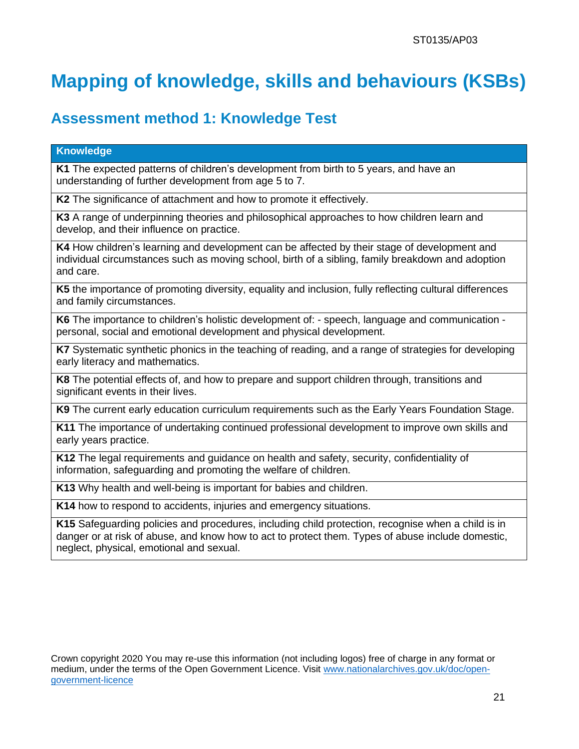# Mapping of knowledge, skills and behaviours (KSBs)

## Assessment method 1: Knowledge Test

| Knowledge |
| --- |
| **K1** The expected patterns of children's development from birth to 5 years, and have an understanding of further development from age 5 to 7. |
| **K2** The significance of attachment and how to promote it effectively. |
| **K3** A range of underpinning theories and philosophical approaches to how children learn and develop, and their influence on practice. |
| **K4** How children's learning and development can be affected by their stage of development and individual circumstances such as moving school, birth of a sibling, family breakdown and adoption and care. |
| **K5** the importance of promoting diversity, equality and inclusion, fully reflecting cultural differences and family circumstances. |
| **K6** The importance to children's holistic development of: - speech, language and communication - personal, social and emotional development and physical development. |
| **K7** Systematic synthetic phonics in the teaching of reading, and a range of strategies for developing early literacy and mathematics. |
| **K8** The potential effects of, and how to prepare and support children through, transitions and significant events in their lives. |
| **K9** The current early education curriculum requirements such as the Early Years Foundation Stage. |
| **K11** The importance of undertaking continued professional development to improve own skills and early years practice. |
| **K12** The legal requirements and guidance on health and safety, security, confidentiality of information, safeguarding and promoting the welfare of children. |
| **K13** Why health and well-being is important for babies and children. |
| **K14** how to respond to accidents, injuries and emergency situations. |
| **K15** Safeguarding policies and procedures, including child protection, recognise when a child is in danger or at risk of abuse, and know how to act to protect them. Types of abuse include domestic, neglect, physical, emotional and sexual. |

Crown copyright 2020 You may re-use this information (not including logos) free of charge in any format or medium, under the terms of the Open Government Licence. Visit www.nationalarchives.gov.uk/doc/open-government-licence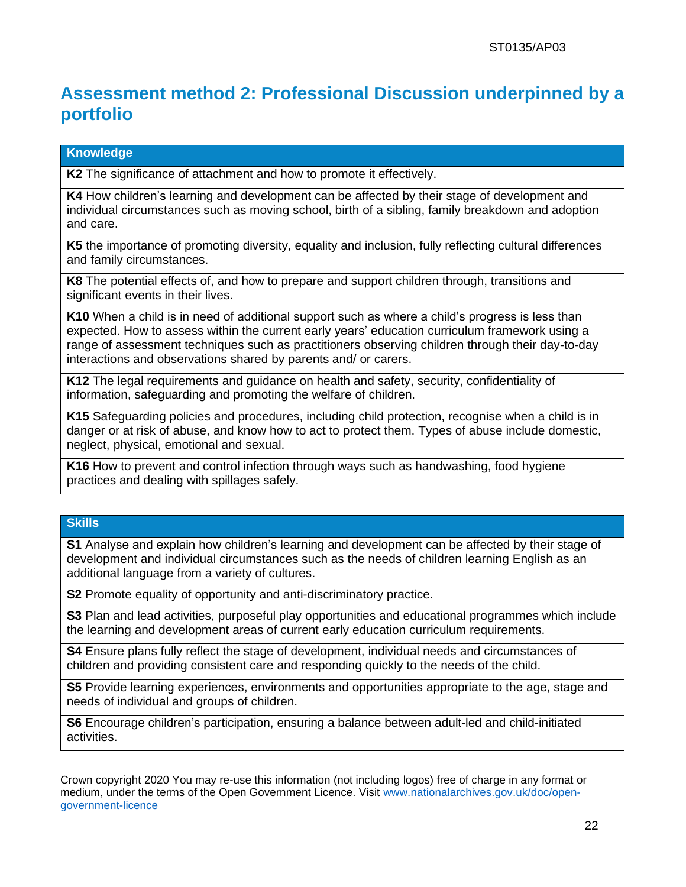## Assessment method 2: Professional Discussion underpinned by a portfolio

| Knowledge |
| --- |
| **K2** The significance of attachment and how to promote it effectively. |
| **K4** How children's learning and development can be affected by their stage of development and individual circumstances such as moving school, birth of a sibling, family breakdown and adoption and care. |
| **K5** the importance of promoting diversity, equality and inclusion, fully reflecting cultural differences and family circumstances. |
| **K8** The potential effects of, and how to prepare and support children through, transitions and significant events in their lives. |
| **K10** When a child is in need of additional support such as where a child's progress is less than expected. How to assess within the current early years' education curriculum framework using a range of assessment techniques such as practitioners observing children through their day-to-day interactions and observations shared by parents and/ or carers. |
| **K12** The legal requirements and guidance on health and safety, security, confidentiality of information, safeguarding and promoting the welfare of children. |
| **K15** Safeguarding policies and procedures, including child protection, recognise when a child is in danger or at risk of abuse, and know how to act to protect them. Types of abuse include domestic, neglect, physical, emotional and sexual. |
| **K16** How to prevent and control infection through ways such as handwashing, food hygiene practices and dealing with spillages safely. |

| Skills |
| --- |
| **S1** Analyse and explain how children's learning and development can be affected by their stage of development and individual circumstances such as the needs of children learning English as an additional language from a variety of cultures. |
| **S2** Promote equality of opportunity and anti-discriminatory practice. |
| **S3** Plan and lead activities, purposeful play opportunities and educational programmes which include the learning and development areas of current early education curriculum requirements. |
| **S4** Ensure plans fully reflect the stage of development, individual needs and circumstances of children and providing consistent care and responding quickly to the needs of the child. |
| **S5** Provide learning experiences, environments and opportunities appropriate to the age, stage and needs of individual and groups of children. |
| **S6** Encourage children's participation, ensuring a balance between adult-led and child-initiated activities. |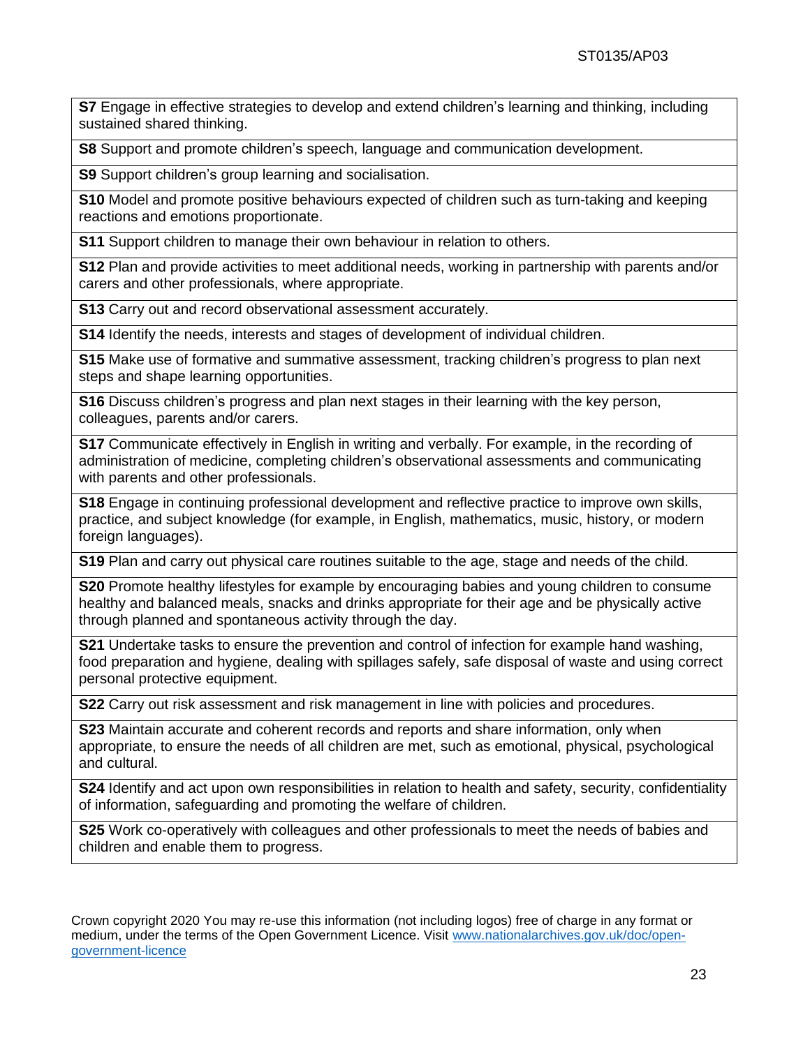| |
|---|
| **S7** Engage in effective strategies to develop and extend children's learning and thinking, including sustained shared thinking. |
| **S8** Support and promote children's speech, language and communication development. |
| **S9** Support children's group learning and socialisation. |
| **S10** Model and promote positive behaviours expected of children such as turn-taking and keeping reactions and emotions proportionate. |
| **S11** Support children to manage their own behaviour in relation to others. |
| **S12** Plan and provide activities to meet additional needs, working in partnership with parents and/or carers and other professionals, where appropriate. |
| **S13** Carry out and record observational assessment accurately. |
| **S14** Identify the needs, interests and stages of development of individual children. |
| **S15** Make use of formative and summative assessment, tracking children's progress to plan next steps and shape learning opportunities. |
| **S16** Discuss children's progress and plan next stages in their learning with the key person, colleagues, parents and/or carers. |
| **S17** Communicate effectively in English in writing and verbally. For example, in the recording of administration of medicine, completing children's observational assessments and communicating with parents and other professionals. |
| **S18** Engage in continuing professional development and reflective practice to improve own skills, practice, and subject knowledge (for example, in English, mathematics, music, history, or modern foreign languages). |
| **S19** Plan and carry out physical care routines suitable to the age, stage and needs of the child. |
| **S20** Promote healthy lifestyles for example by encouraging babies and young children to consume healthy and balanced meals, snacks and drinks appropriate for their age and be physically active through planned and spontaneous activity through the day. |
| **S21** Undertake tasks to ensure the prevention and control of infection for example hand washing, food preparation and hygiene, dealing with spillages safely, safe disposal of waste and using correct personal protective equipment. |
| **S22** Carry out risk assessment and risk management in line with policies and procedures. |
| **S23** Maintain accurate and coherent records and reports and share information, only when appropriate, to ensure the needs of all children are met, such as emotional, physical, psychological and cultural. |
| **S24** Identify and act upon own responsibilities in relation to health and safety, security, confidentiality of information, safeguarding and promoting the welfare of children. |
| **S25** Work co-operatively with colleagues and other professionals to meet the needs of babies and children and enable them to progress. |

Crown copyright 2020 You may re-use this information (not including logos) free of charge in any format or medium, under the terms of the Open Government Licence. Visit [www.nationalarchives.gov.uk/doc/open-government-licence](http://www.nationalarchives.gov.uk/doc/open-government-licence)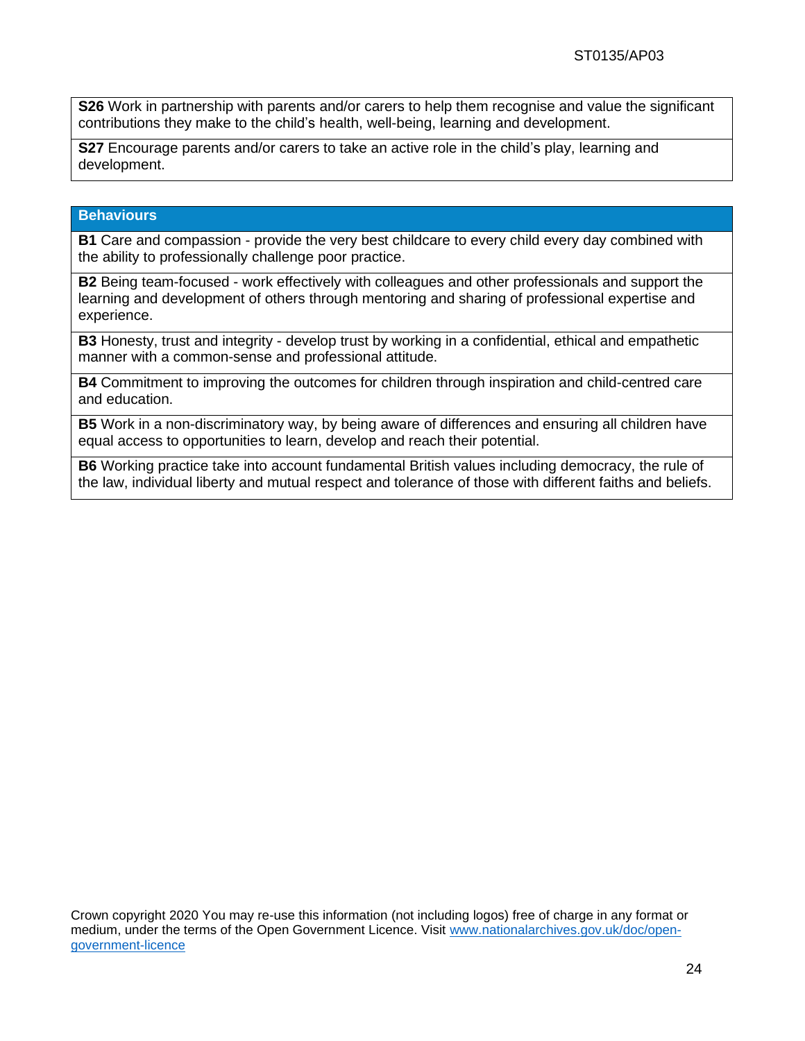| |
| --- |
| **S26** Work in partnership with parents and/or carers to help them recognise and value the significant contributions they make to the child's health, well-being, learning and development. |
| **S27** Encourage parents and/or carers to take an active role in the child's play, learning and development. |

| **Behaviours** |
| --- |
| **B1** Care and compassion - provide the very best childcare to every child every day combined with the ability to professionally challenge poor practice. |
| **B2** Being team-focused - work effectively with colleagues and other professionals and support the learning and development of others through mentoring and sharing of professional expertise and experience. |
| **B3** Honesty, trust and integrity - develop trust by working in a confidential, ethical and empathetic manner with a common-sense and professional attitude. |
| **B4** Commitment to improving the outcomes for children through inspiration and child-centred care and education. |
| **B5** Work in a non-discriminatory way, by being aware of differences and ensuring all children have equal access to opportunities to learn, develop and reach their potential. |
| **B6** Working practice take into account fundamental British values including democracy, the rule of the law, individual liberty and mutual respect and tolerance of those with different faiths and beliefs. |

Crown copyright 2020 You may re-use this information (not including logos) free of charge in any format or medium, under the terms of the Open Government Licence. Visit [www.nationalarchives.gov.uk/doc/open-government-licence](http://www.nationalarchives.gov.uk/doc/open-government-licence)